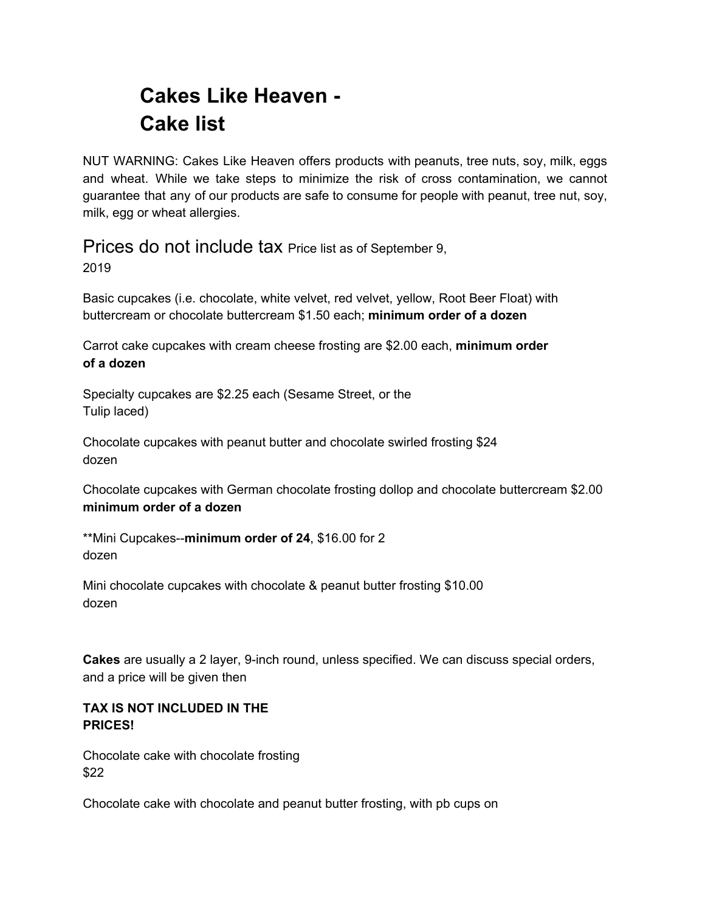# Cakes Like Heaven - Cake list

NUT WARNING: Cakes Like Heaven offers products with peanuts, tree nuts, soy, milk, eggs and wheat. While we take steps to minimize the risk of cross contamination, we cannot guarantee that any of our products are safe to consume for people with peanut, tree nut, soy, milk, egg or wheat allergies.

## Prices do not include tax

Price list as of September 9, 2019

Basic cupcakes (i.e. chocolate, white velvet, red velvet, yellow, Root Beer Float) with buttercream or chocolate buttercream $1.50 each; **minimum order of a dozen**

Carrot cake cupcakes with cream cheese frosting are $2.00 each, **minimum order of a dozen**

Specialty cupcakes are $2.25 each (Sesame Street, or the Tulip laced)

Chocolate cupcakes with peanut butter and chocolate swirled frosting $24 dozen

Chocolate cupcakes with German chocolate frosting dollop and chocolate buttercream $2.00 **minimum order of a dozen**

**Mini Cupcakes--**minimum order of 24**, $16.00 for 2 dozen

Mini chocolate cupcakes with chocolate & peanut butter frosting $10.00 dozen

**Cakes** are usually a 2 layer, 9-inch round, unless specified. We can discuss special orders, and a price will be given then

**TAX IS NOT INCLUDED IN THE PRICES!**

Chocolate cake with chocolate frosting $22

Chocolate cake with chocolate and peanut butter frosting, with pb cups on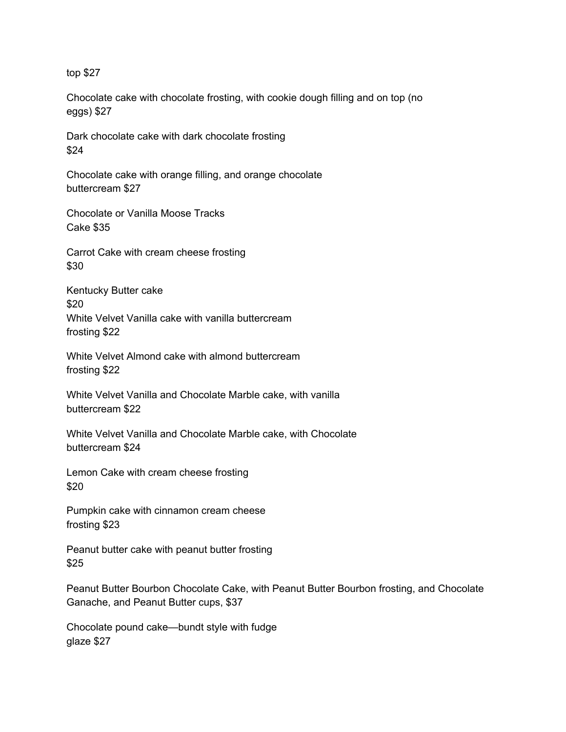top $27

Chocolate cake with chocolate frosting, with cookie dough filling and on top (no eggs) $27

Dark chocolate cake with dark chocolate frosting
$24

Chocolate cake with orange filling, and orange chocolate buttercream $27

Chocolate or Vanilla Moose Tracks
Cake $35

Carrot Cake with cream cheese frosting
$30

Kentucky Butter cake
$20

White Velvet Vanilla cake with vanilla buttercream frosting $22

White Velvet Almond cake with almond buttercream frosting $22

White Velvet Vanilla and Chocolate Marble cake, with vanilla buttercream $22

White Velvet Vanilla and Chocolate Marble cake, with Chocolate buttercream $24

Lemon Cake with cream cheese frosting
$20

Pumpkin cake with cinnamon cream cheese frosting $23

Peanut butter cake with peanut butter frosting
$25

Peanut Butter Bourbon Chocolate Cake, with Peanut Butter Bourbon frosting, and Chocolate Ganache, and Peanut Butter cups, $37

Chocolate pound cake—bundt style with fudge glaze $27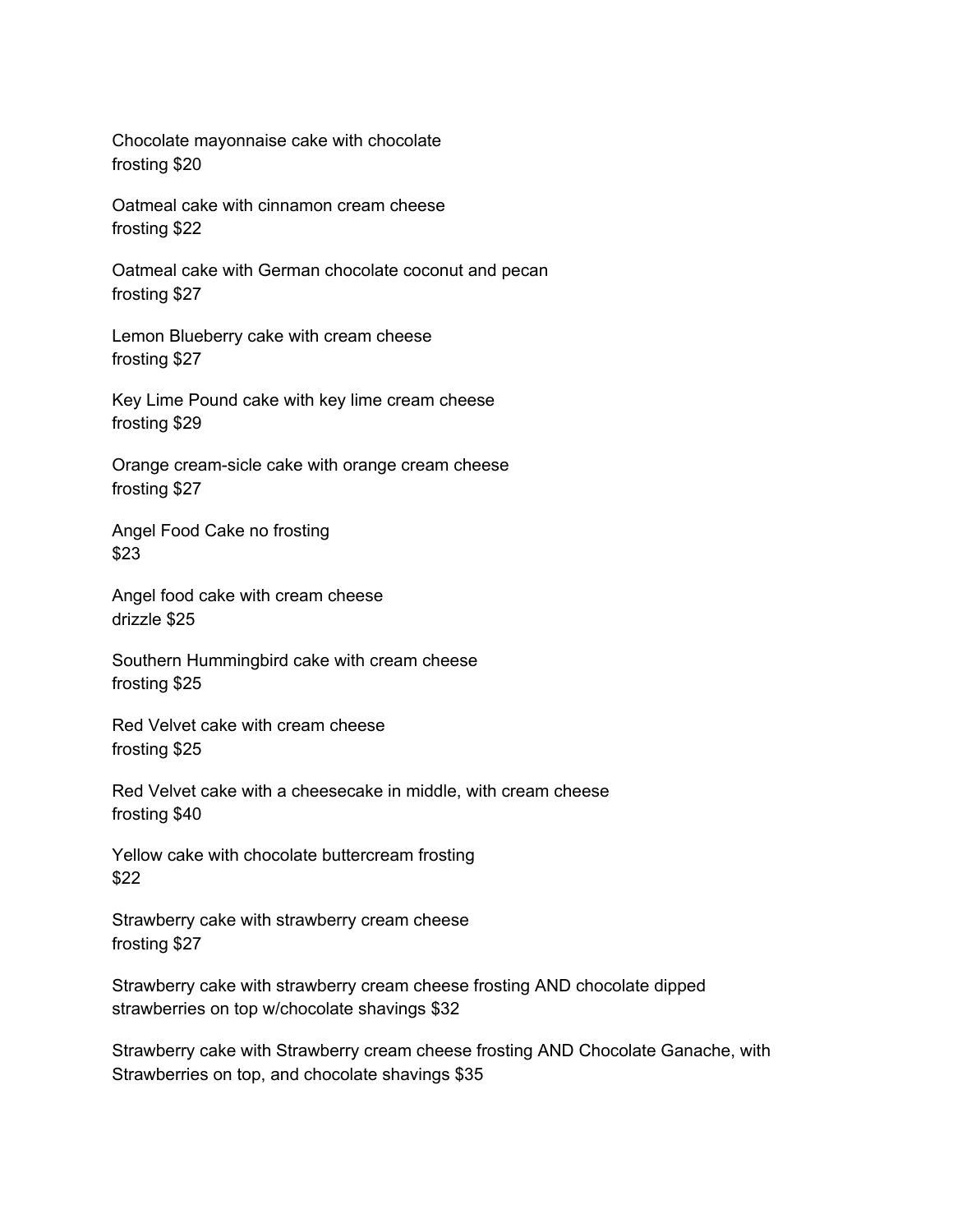Chocolate mayonnaise cake with chocolate
frosting $20

Oatmeal cake with cinnamon cream cheese
frosting $22

Oatmeal cake with German chocolate coconut and pecan
frosting $27

Lemon Blueberry cake with cream cheese
frosting $27

Key Lime Pound cake with key lime cream cheese
frosting $29

Orange cream-sicle cake with orange cream cheese
frosting $27

Angel Food Cake no frosting
$23

Angel food cake with cream cheese
drizzle $25

Southern Hummingbird cake with cream cheese
frosting $25

Red Velvet cake with cream cheese
frosting $25

Red Velvet cake with a cheesecake in middle, with cream cheese
frosting $40

Yellow cake with chocolate buttercream frosting
$22

Strawberry cake with strawberry cream cheese
frosting $27

Strawberry cake with strawberry cream cheese frosting AND chocolate dipped
strawberries on top w/chocolate shavings $32

Strawberry cake with Strawberry cream cheese frosting AND Chocolate Ganache, with
Strawberries on top, and chocolate shavings $35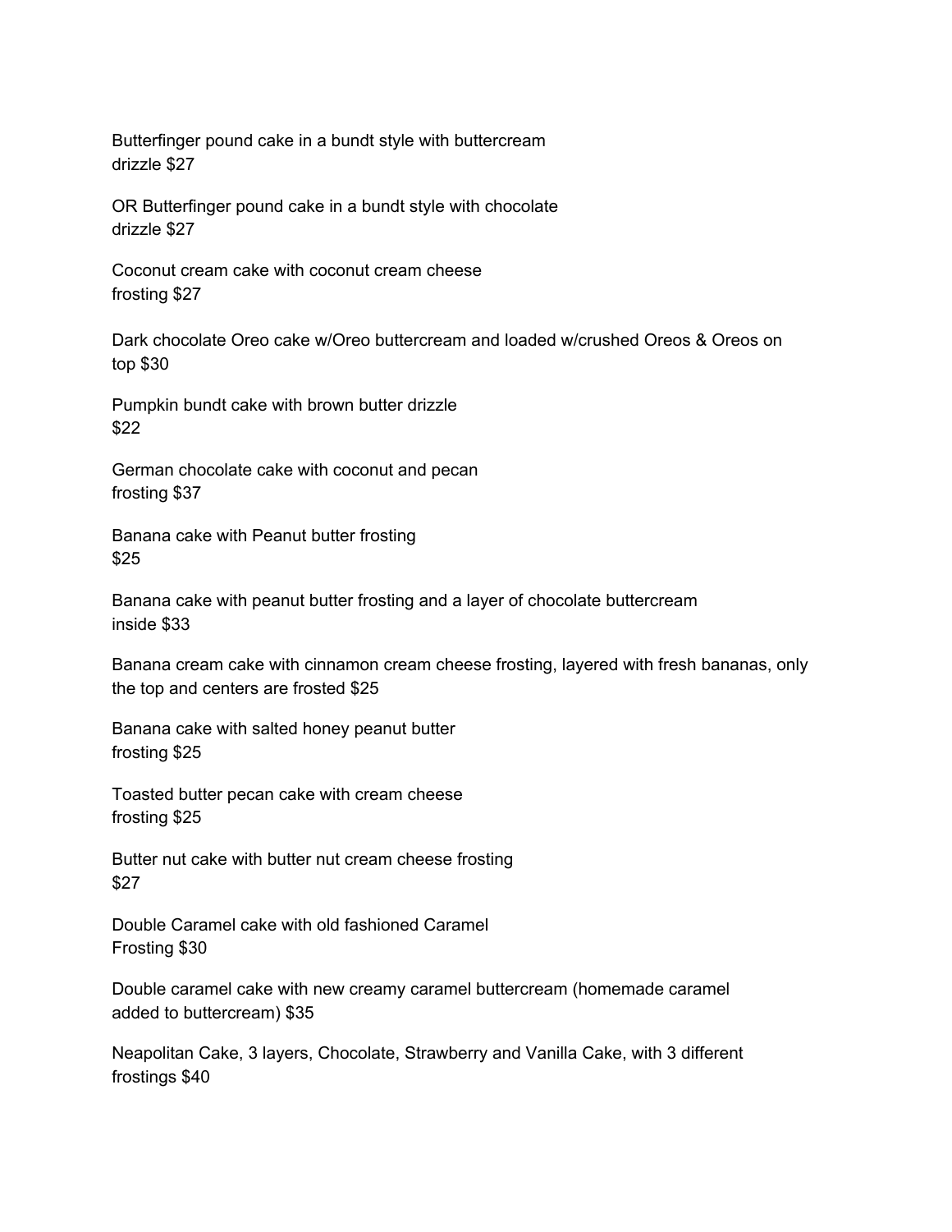Butterfinger pound cake in a bundt style with buttercream drizzle $27

OR Butterfinger pound cake in a bundt style with chocolate drizzle $27

Coconut cream cake with coconut cream cheese frosting $27

Dark chocolate Oreo cake w/Oreo buttercream and loaded w/crushed Oreos & Oreos on top $30

Pumpkin bundt cake with brown butter drizzle $22

German chocolate cake with coconut and pecan frosting $37

Banana cake with Peanut butter frosting $25

Banana cake with peanut butter frosting and a layer of chocolate buttercream inside $33

Banana cream cake with cinnamon cream cheese frosting, layered with fresh bananas, only the top and centers are frosted $25

Banana cake with salted honey peanut butter frosting $25

Toasted butter pecan cake with cream cheese frosting $25

Butter nut cake with butter nut cream cheese frosting $27

Double Caramel cake with old fashioned Caramel Frosting $30

Double caramel cake with new creamy caramel buttercream (homemade caramel added to buttercream) $35

Neapolitan Cake, 3 layers, Chocolate, Strawberry and Vanilla Cake, with 3 different frostings $40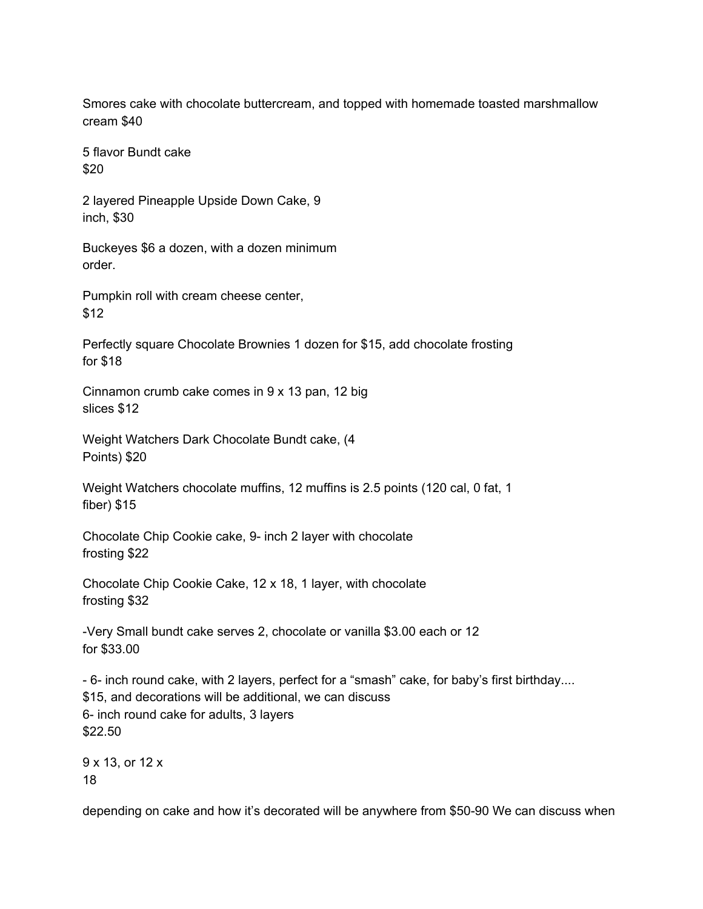Smores cake with chocolate buttercream, and topped with homemade toasted marshmallow cream $40

5 flavor Bundt cake
$20

2 layered Pineapple Upside Down Cake, 9 inch, $30

Buckeyes $6 a dozen, with a dozen minimum order.

Pumpkin roll with cream cheese center,
$12

Perfectly square Chocolate Brownies 1 dozen for $15, add chocolate frosting for $18

Cinnamon crumb cake comes in 9 x 13 pan, 12 big slices $12

Weight Watchers Dark Chocolate Bundt cake, (4 Points) $20

Weight Watchers chocolate muffins, 12 muffins is 2.5 points (120 cal, 0 fat, 1 fiber) $15

Chocolate Chip Cookie cake, 9- inch 2 layer with chocolate frosting $22

Chocolate Chip Cookie Cake, 12 x 18, 1 layer, with chocolate frosting $32

-Very Small bundt cake serves 2, chocolate or vanilla $3.00 each or 12 for $33.00

- 6- inch round cake, with 2 layers, perfect for a “smash” cake, for baby’s first birthday....
$15, and decorations will be additional, we can discuss
6- inch round cake for adults, 3 layers
$22.50

9 x 13, or 12 x
18

depending on cake and how it’s decorated will be anywhere from $50-90 We can discuss when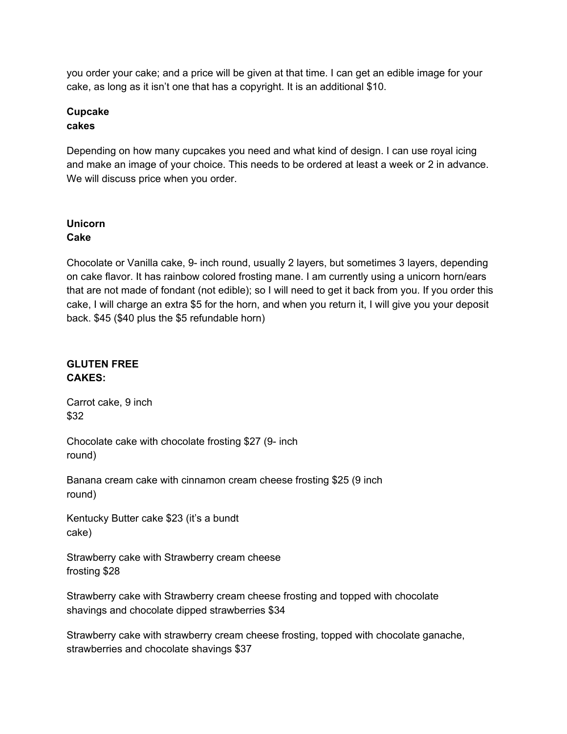you order your cake; and a price will be given at that time. I can get an edible image for your cake, as long as it isn't one that has a copyright. It is an additional $10.

**Cupcake cakes**

Depending on how many cupcakes you need and what kind of design. I can use royal icing and make an image of your choice. This needs to be ordered at least a week or 2 in advance. We will discuss price when you order.

**Unicorn Cake**

Chocolate or Vanilla cake, 9- inch round, usually 2 layers, but sometimes 3 layers, depending on cake flavor. It has rainbow colored frosting mane. I am currently using a unicorn horn/ears that are not made of fondant (not edible); so I will need to get it back from you. If you order this cake, I will charge an extra $5 for the horn, and when you return it, I will give you your deposit back. $45 ($40 plus the $5 refundable horn)

**GLUTEN FREE CAKES:**

Carrot cake, 9 inch $32

Chocolate cake with chocolate frosting $27 (9- inch round)

Banana cream cake with cinnamon cream cheese frosting $25 (9 inch round)

Kentucky Butter cake $23 (it's a bundt cake)

Strawberry cake with Strawberry cream cheese frosting $28

Strawberry cake with Strawberry cream cheese frosting and topped with chocolate shavings and chocolate dipped strawberries $34

Strawberry cake with strawberry cream cheese frosting, topped with chocolate ganache, strawberries and chocolate shavings $37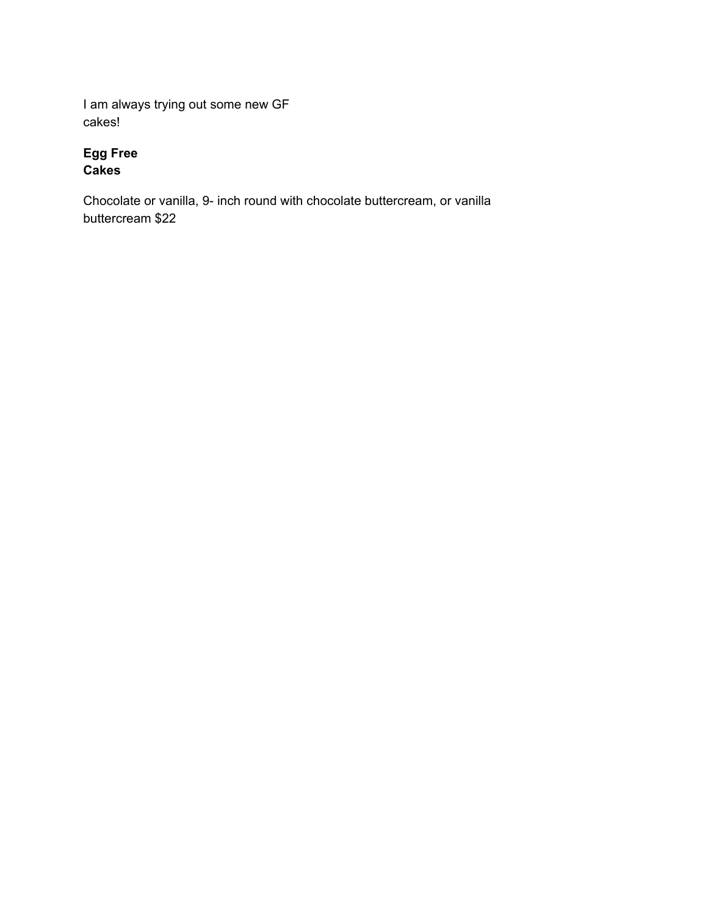I am always trying out some new GF cakes!

**Egg Free Cakes**

Chocolate or vanilla, 9- inch round with chocolate buttercream, or vanilla buttercream $22